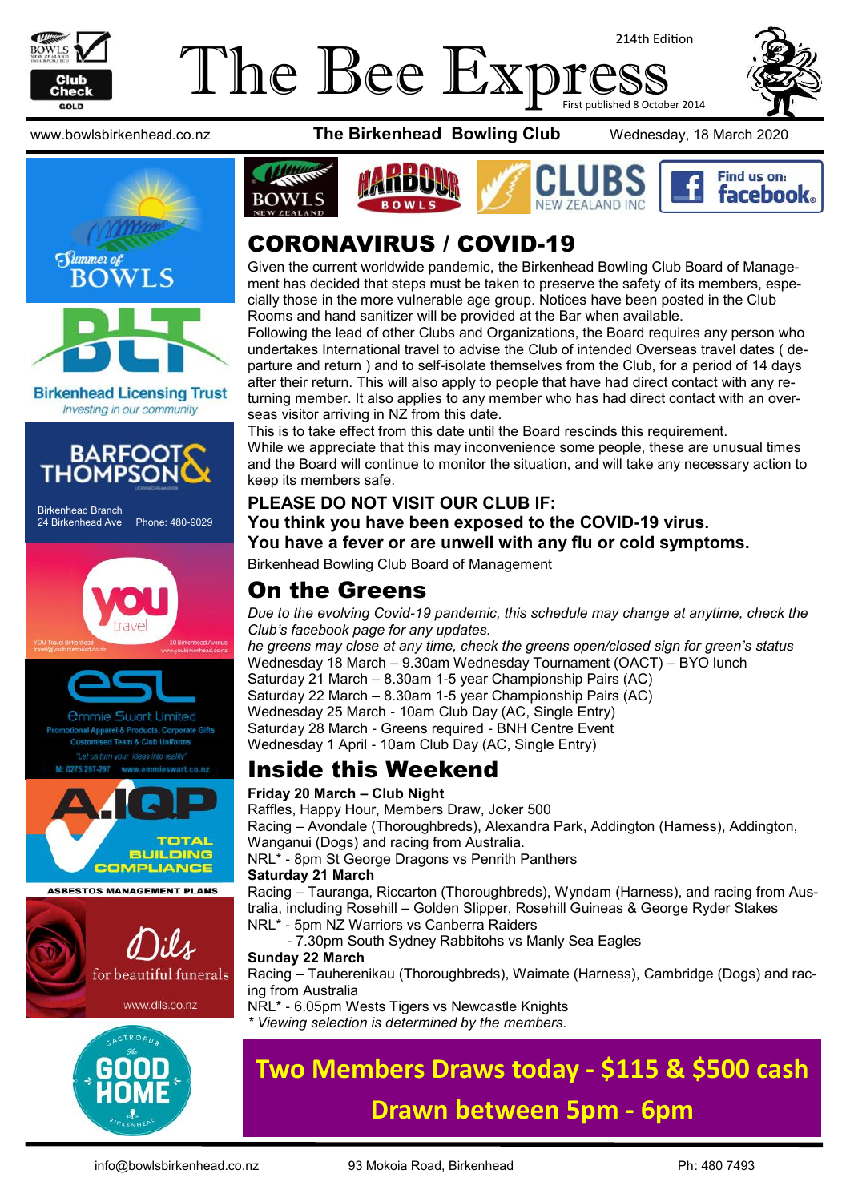# The Bee Express

214th Edition

First published 8 October 2014

www.bowlsbirkenhead.co.nz **The Birkenhead Bowling Club** Wednesday, 18 March 2020

## CORONAVIRUS / COVID-19

Given the current worldwide pandemic, the Birkenhead Bowling Club Board of Management has decided that steps must be taken to preserve the safety of its members, especially those in the more vulnerable age group. Notices have been posted in the Club Rooms and hand sanitizer will be provided at the Bar when available.

Following the lead of other Clubs and Organizations, the Board requires any person who undertakes International travel to advise the Club of intended Overseas travel dates ( departure and return ) and to self-isolate themselves from the Club, for a period of 14 days after their return. This will also apply to people that have had direct contact with any returning member. It also applies to any member who has had direct contact with an overseas visitor arriving in NZ from this date.

This is to take effect from this date until the Board rescinds this requirement.

While we appreciate that this may inconvenience some people, these are unusual times and the Board will continue to monitor the situation, and will take any necessary action to keep its members safe.

**PLEASE DO NOT VISIT OUR CLUB IF:**

**You think you have been exposed to the COVID-19 virus.**

**You have a fever or are unwell with any flu or cold symptoms.**

Birkenhead Bowling Club Board of Management

## On the Greens

*Due to the evolving Covid-19 pandemic, this schedule may change at anytime, check the Club's facebook page for any updates.*

*he greens may close at any time, check the greens open/closed sign for green's status*

Wednesday 18 March – 9.30am Wednesday Tournament (OACT) – BYO lunch

Saturday 21 March – 8.30am 1-5 year Championship Pairs (AC)

Saturday 22 March – 8.30am 1-5 year Championship Pairs (AC)

Wednesday 25 March - 10am Club Day (AC, Single Entry)

Saturday 28 March - Greens required - BNH Centre Event

Wednesday 1 April - 10am Club Day (AC, Single Entry)

## Inside this Weekend

**Friday 20 March – Club Night**

Raffles, Happy Hour, Members Draw, Joker 500

Racing – Avondale (Thoroughbreds), Alexandra Park, Addington (Harness), Addington, Wanganui (Dogs) and racing from Australia.

NRL* - 8pm St George Dragons vs Penrith Panthers

**Saturday 21 March**

Racing – Tauranga, Riccarton (Thoroughbreds), Wyndam (Harness), and racing from Australia, including Rosehill – Golden Slipper, Rosehill Guineas & George Ryder Stakes

NRL* - 5pm NZ Warriors vs Canberra Raiders

- 7.30pm South Sydney Rabbitohs vs Manly Sea Eagles

**Sunday 22 March**

Racing – Tauherenikau (Thoroughbreds), Waimate (Harness), Cambridge (Dogs) and racing from Australia

NRL* - 6.05pm Wests Tigers vs Newcastle Knights

*\* Viewing selection is determined by the members.*

**Two Members Draws today - $115 & $500 cash**

**Drawn between 5pm - 6pm**

Birkenhead Licensing Trust — Investing in our community

Barfoot & Thompson — Birkenhead Branch, 24 Birkenhead Ave, Phone: 480-9029

You Travel Birkenhead — 20 Birkenhead Avenue

Emmie Swart Limited — Promotional Apparel & Products, Corporate Gifts, Customised Team & Club Uniforms — M: 0275 297-297 www.emmieswart.co.nz

A.I.Q.P — Total Building Compliance — Asbestos Management Plans

Dils — for beautiful funerals — www.dils.co.nz

The Good Home Gastropub Birkenhead

info@bowlsbirkenhead.co.nz 93 Mokoia Road, Birkenhead Ph: 480 7493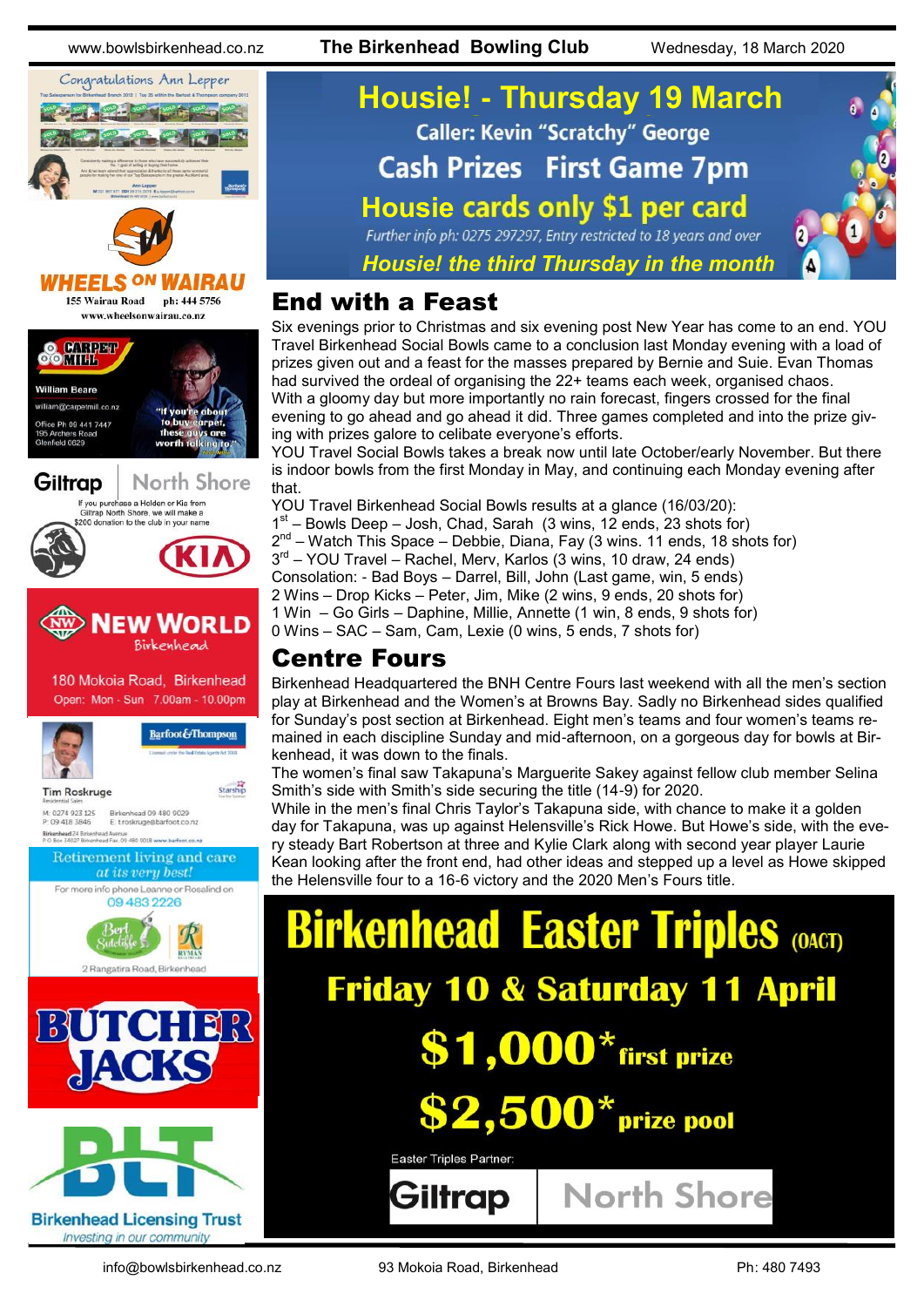# Housie! - Thursday 19 March

Caller: Kevin "Scratchy" George

Cash Prizes First Game 7pm

Housie cards only $1 per card

*Further info ph: 0275 297297, Entry restricted to 18 years and over*

*Housie! the third Thursday in the month*

## End with a Feast

Six evenings prior to Christmas and six evening post New Year has come to an end. YOU Travel Birkenhead Social Bowls came to a conclusion last Monday evening with a load of prizes given out and a feast for the masses prepared by Bernie and Suie. Evan Thomas had survived the ordeal of organising the 22+ teams each week, organised chaos.

With a gloomy day but more importantly no rain forecast, fingers crossed for the final evening to go ahead and go ahead it did. Three games completed and into the prize giving with prizes galore to celibate everyone's efforts.

YOU Travel Social Bowls takes a break now until late October/early November. But there is indoor bowls from the first Monday in May, and continuing each Monday evening after that.

YOU Travel Birkenhead Social Bowls results at a glance (16/03/20):

1st – Bowls Deep – Josh, Chad, Sarah (3 wins, 12 ends, 23 shots for)
2nd – Watch This Space – Debbie, Diana, Fay (3 wins. 11 ends, 18 shots for)
3rd – YOU Travel – Rachel, Merv, Karlos (3 wins, 10 draw, 24 ends)
Consolation: - Bad Boys – Darrel, Bill, John (Last game, win, 5 ends)
2 Wins – Drop Kicks – Peter, Jim, Mike (2 wins, 9 ends, 20 shots for)
1 Win – Go Girls – Daphine, Millie, Annette (1 win, 8 ends, 9 shots for)
0 Wins – SAC – Sam, Cam, Lexie (0 wins, 5 ends, 7 shots for)

## Centre Fours

Birkenhead Headquartered the BNH Centre Fours last weekend with all the men's section play at Birkenhead and the Women's at Browns Bay. Sadly no Birkenhead sides qualified for Sunday's post section at Birkenhead. Eight men's teams and four women's teams remained in each discipline Sunday and mid-afternoon, on a gorgeous day for bowls at Birkenhead, it was down to the finals.

The women's final saw Takapuna's Marguerite Sakey against fellow club member Selina Smith's side with Smith's side securing the title (14-9) for 2020.

While in the men's final Chris Taylor's Takapuna side, with chance to make it a golden day for Takapuna, was up against Helensville's Rick Howe. But Howe's side, with the every steady Bart Robertson at three and Kylie Clark along with second year player Laurie Kean looking after the front end, had other ideas and stepped up a level as Howe skipped the Helensville four to a 16-6 victory and the 2020 Men's Fours title.

# Birkenhead Easter Triples (OACT)

**Friday 10 & Saturday 11 April**

**$1,000* first prize**

**$2,500* prize pool**

Easter Triples Partner: Giltrap North Shore

---

Congratulations Ann Lepper

WHEELS ON WAIRAU — 155 Wairau Road ph: 444 5756 — www.wheelsonwairau.co.nz

CARPET MILL — William Beare — william@carpetmill.co.nz — Office Ph 09 441 7447 — 195 Archers Road Glenfield 0629 — "If you're about to buy carpet, these guys are worth talking to."

Giltrap North Shore — If you purchase a Holden or Kia from Giltrap North Shore, we will make a $200 donation to the club in your name

NEW WORLD Birkenhead — 180 Mokoia Road, Birkenhead — Open: Mon - Sun 7.00am - 10.00pm

Barfoot & Thompson — Tim Roskruge — Residential Sales — M: 0274 923 125 — P: 09 418 3846 — Birkenhead 09 480 9029 — E: troskruge@barfoot.co.nz

Retirement living and care *at its very best!* — For more info phone Leanne or Rosalind on 09 483 2226 — Bert Sutcliffe — Ryman — 2 Rangatira Road, Birkenhead

BUTCHER JACKS

BLT — Birkenhead Licensing Trust — *Investing in our community*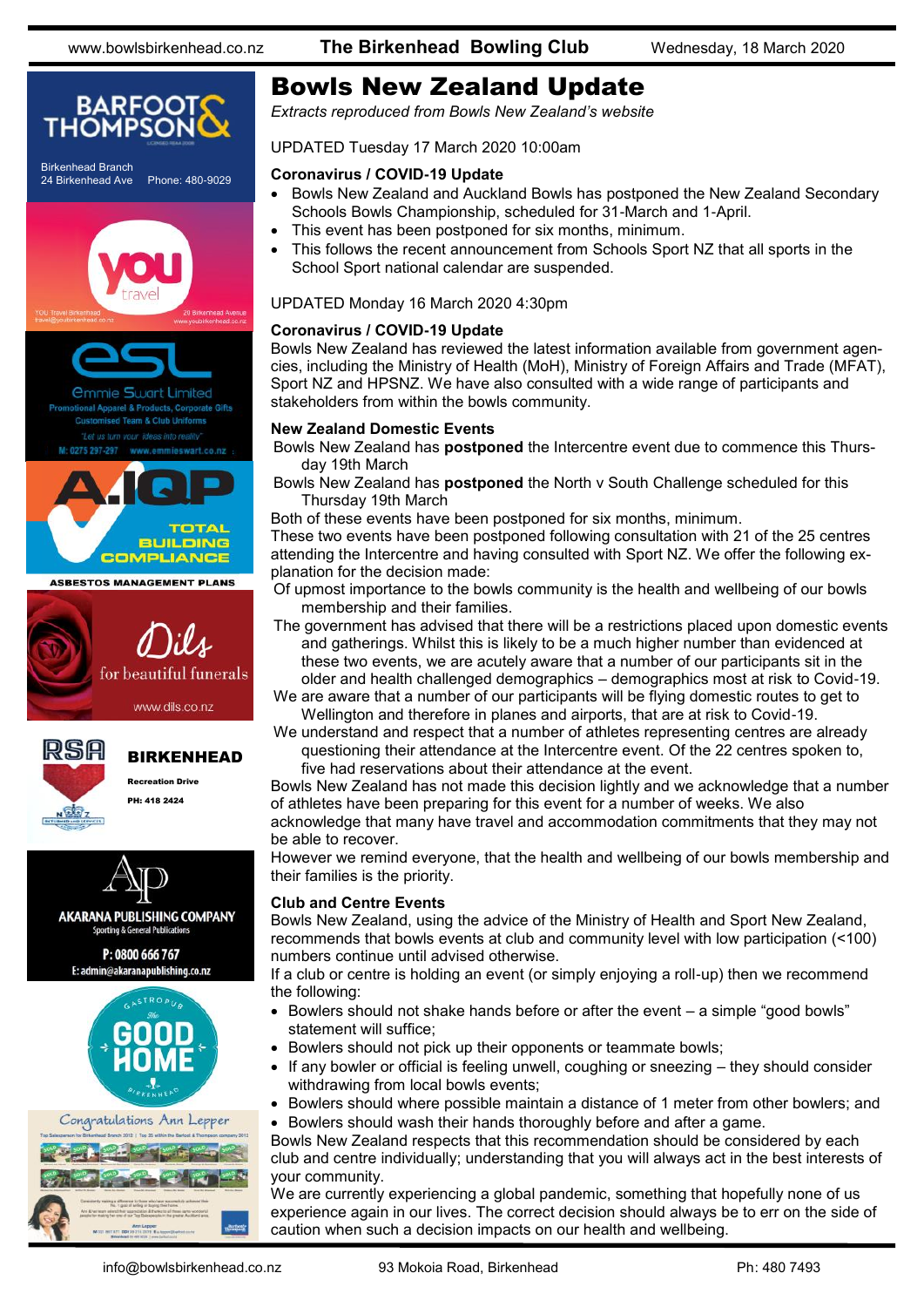# Bowls New Zealand Update

*Extracts reproduced from Bowls New Zealand's website*

UPDATED Tuesday 17 March 2020 10:00am

**Coronavirus / COVID-19 Update**

- Bowls New Zealand and Auckland Bowls has postponed the New Zealand Secondary Schools Bowls Championship, scheduled for 31-March and 1-April.
- This event has been postponed for six months, minimum.
- This follows the recent announcement from Schools Sport NZ that all sports in the School Sport national calendar are suspended.

UPDATED Monday 16 March 2020 4:30pm

**Coronavirus / COVID-19 Update**

Bowls New Zealand has reviewed the latest information available from government agencies, including the Ministry of Health (MoH), Ministry of Foreign Affairs and Trade (MFAT), Sport NZ and HPSNZ. We have also consulted with a wide range of participants and stakeholders from within the bowls community.

**New Zealand Domestic Events**

Bowls New Zealand has **postponed** the Intercentre event due to commence this Thursday 19th March

Bowls New Zealand has **postponed** the North v South Challenge scheduled for this Thursday 19th March

Both of these events have been postponed for six months, minimum.

These two events have been postponed following consultation with 21 of the 25 centres attending the Intercentre and having consulted with Sport NZ. We offer the following explanation for the decision made:

Of upmost importance to the bowls community is the health and wellbeing of our bowls membership and their families.

The government has advised that there will be a restrictions placed upon domestic events and gatherings. Whilst this is likely to be a much higher number than evidenced at these two events, we are acutely aware that a number of our participants sit in the older and health challenged demographics – demographics most at risk to Covid-19.

We are aware that a number of our participants will be flying domestic routes to get to Wellington and therefore in planes and airports, that are at risk to Covid-19.

We understand and respect that a number of athletes representing centres are already questioning their attendance at the Intercentre event. Of the 22 centres spoken to, five had reservations about their attendance at the event.

Bowls New Zealand has not made this decision lightly and we acknowledge that a number of athletes have been preparing for this event for a number of weeks. We also acknowledge that many have travel and accommodation commitments that they may not be able to recover.

However we remind everyone, that the health and wellbeing of our bowls membership and their families is the priority.

**Club and Centre Events**

Bowls New Zealand, using the advice of the Ministry of Health and Sport New Zealand, recommends that bowls events at club and community level with low participation (<100) numbers continue until advised otherwise.

If a club or centre is holding an event (or simply enjoying a roll-up) then we recommend the following:

- Bowlers should not shake hands before or after the event – a simple "good bowls" statement will suffice;
- Bowlers should not pick up their opponents or teammate bowls;
- If any bowler or official is feeling unwell, coughing or sneezing – they should consider withdrawing from local bowls events;
- Bowlers should where possible maintain a distance of 1 meter from other bowlers; and
- Bowlers should wash their hands thoroughly before and after a game.

Bowls New Zealand respects that this recommendation should be considered by each club and centre individually; understanding that you will always act in the best interests of your community.

We are currently experiencing a global pandemic, something that hopefully none of us experience again in our lives. The correct decision should always be to err on the side of caution when such a decision impacts on our health and wellbeing.

Barfoot & Thompson — Birkenhead Branch, 24 Birkenhead Ave, Phone: 480-9029

You Travel Birkenhead — travel@youbirkenhead.co.nz — 20 Birkenhead Avenue — www.youbirkenhead.co.nz

ESL — Emmie Swart Limited — Promotional Apparel & Products, Corporate Gifts — Customised Team & Club Uniforms — "Let us turn your ideas into reality" — M: 0275 297-297 — www.emmieswart.co.nz

A.IQP — Total Building Compliance — Asbestos Management Plans

Dils for beautiful funerals — www.dils.co.nz

RSA Birkenhead — Recreation Drive — PH: 418 2424

Akarana Publishing Company — Sporting & General Publications — P: 0800 666 767 — E: admin@akaranapublishing.co.nz

Gastropub The Good Home Birkenhead

Congratulations Ann Lepper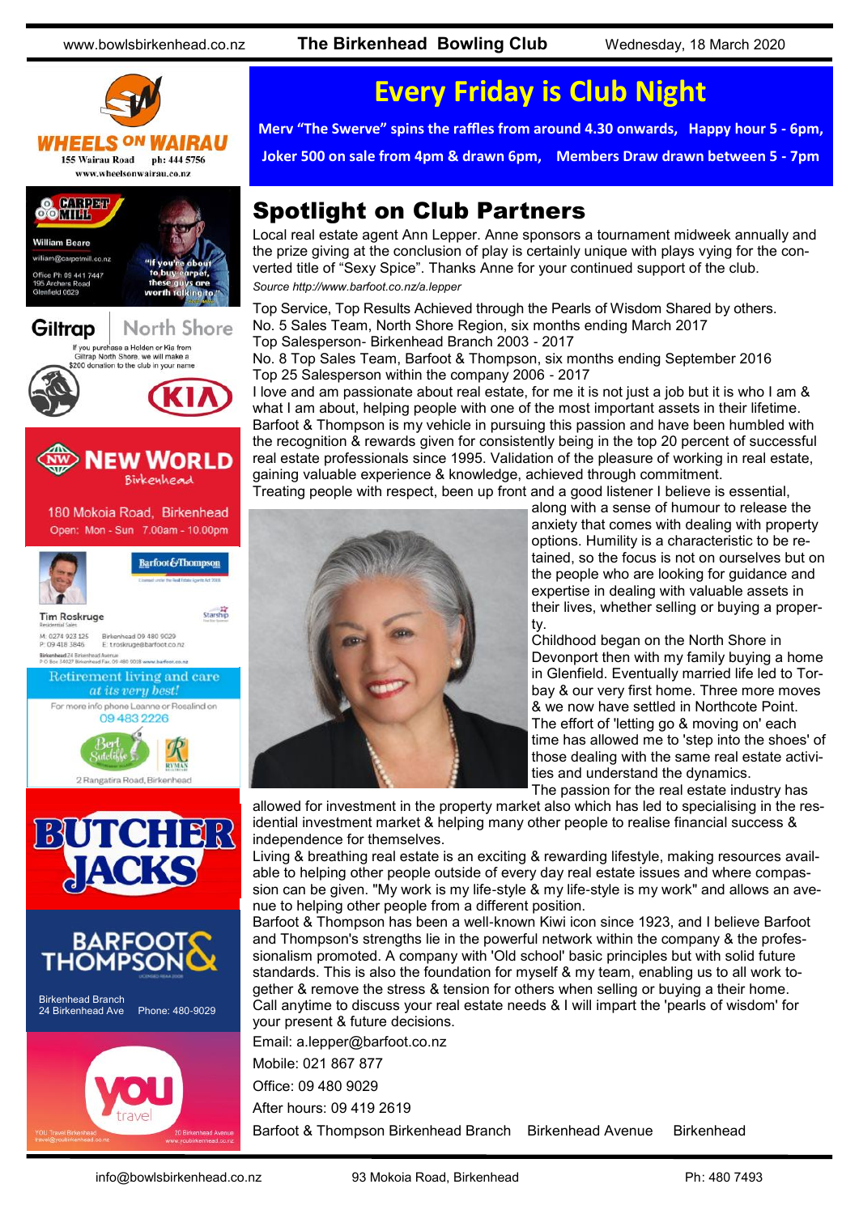# Every Friday is Club Night

**Merv "The Swerve" spins the raffles from around 4.30 onwards, Happy hour 5 - 6pm,**

**Joker 500 on sale from 4pm & drawn 6pm, Members Draw drawn between 5 - 7pm**

## Spotlight on Club Partners

Local real estate agent Ann Lepper. Anne sponsors a tournament midweek annually and the prize giving at the conclusion of play is certainly unique with plays vying for the converted title of "Sexy Spice". Thanks Anne for your continued support of the club.

*Source http://www.barfoot.co.nz/a.lepper*

Top Service, Top Results Achieved through the Pearls of Wisdom Shared by others.
No. 5 Sales Team, North Shore Region, six months ending March 2017
Top Salesperson- Birkenhead Branch 2003 - 2017
No. 8 Top Sales Team, Barfoot & Thompson, six months ending September 2016
Top 25 Salesperson within the company 2006 - 2017

I love and am passionate about real estate, for me it is not just a job but it is who I am & what I am about, helping people with one of the most important assets in their lifetime. Barfoot & Thompson is my vehicle in pursuing this passion and have been humbled with the recognition & rewards given for consistently being in the top 20 percent of successful real estate professionals since 1995. Validation of the pleasure of working in real estate, gaining valuable experience & knowledge, achieved through commitment.

Treating people with respect, been up front and a good listener I believe is essential, along with a sense of humour to release the anxiety that comes with dealing with property options. Humility is a characteristic to be retained, so the focus is not on ourselves but on the people who are looking for guidance and expertise in dealing with valuable assets in their lives, whether selling or buying a property.

Childhood began on the North Shore in Devonport then with my family buying a home in Glenfield. Eventually married life led to Torbay & our very first home. Three more moves & we now have settled in Northcote Point. The effort of 'letting go & moving on' each time has allowed me to 'step into the shoes' of those dealing with the same real estate activities and understand the dynamics.

The passion for the real estate industry has allowed for investment in the property market also which has led to specialising in the residential investment market & helping many other people to realise financial success & independence for themselves.

Living & breathing real estate is an exciting & rewarding lifestyle, making resources available to helping other people outside of every day real estate issues and where compassion can be given. "My work is my life-style & my life-style is my work" and allows an avenue to helping other people from a different position.

Barfoot & Thompson has been a well-known Kiwi icon since 1923, and I believe Barfoot and Thompson's strengths lie in the powerful network within the company & the professionalism promoted. A company with 'Old school' basic principles but with solid future standards. This is also the foundation for myself & my team, enabling us to all work together & remove the stress & tension for others when selling or buying a their home.

Call anytime to discuss your real estate needs & I will impart the 'pearls of wisdom' for your present & future decisions.

Email: a.lepper@barfoot.co.nz

Mobile: 021 867 877

Office: 09 480 9029

After hours: 09 419 2619

Barfoot & Thompson Birkenhead Branch    Birkenhead Avenue    Birkenhead

---

**WHEELS ON WAIRAU**
155 Wairau Road ph: 444 5756
www.wheelsonwairau.co.nz

**CARPET MILL**
William Beare
william@carpetmill.co.nz
Office Ph 09 441 7447
195 Archers Road
Glenfield 0629
"If you're about to buy carpet, these guys are worth talking to."

**Giltrap North Shore**
If you purchase a Holden or Kia from Giltrap North Shore, we will make a $200 donation to the club in your name

**NEW WORLD Birkenhead**
180 Mokoia Road, Birkenhead
Open: Mon - Sun 7.00am - 10.00pm

**Barfoot & Thompson**
Tim Roskruge
Residential Sales
M: 0274 923 125 Birkenhead 09 480 9029
P: 09 418 3846 E: t.roskruge@barfoot.co.nz

**Retirement living and care *at its very best!***
For more info phone Leanne or Rosalind on 09 483 2226
Bert Sutcliffe — Ryman Healthcare
2 Rangatira Road, Birkenhead

**BUTCHER JACKS**

**BARFOOT & THOMPSON**
Birkenhead Branch
24 Birkenhead Ave Phone: 480-9029

**you travel**
YOU Travel Birkenhead
travel@youbirkenhead.co.nz
20 Birkenhead Avenue
www.youbirkenhead.co.nz